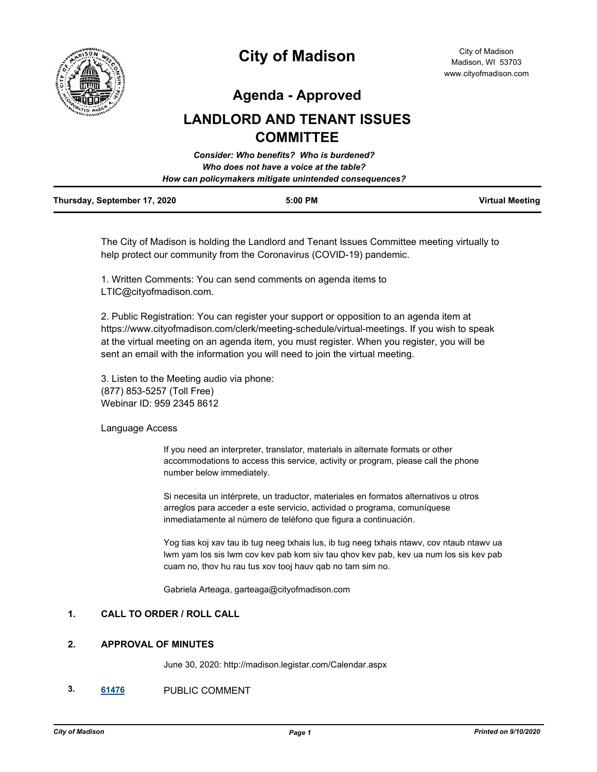# City of Madison

City of Madison
Madison, WI 53703
www.cityofmadison.com

## Agenda - Approved

## LANDLORD AND TENANT ISSUES COMMITTEE

***Consider: Who benefits? Who is burdened?***
***Who does not have a voice at the table?***
***How can policymakers mitigate unintended consequences?***

| **Thursday, September 17, 2020** | **5:00 PM** | **Virtual Meeting** |
| --- | --- | --- |

The City of Madison is holding the Landlord and Tenant Issues Committee meeting virtually to help protect our community from the Coronavirus (COVID-19) pandemic.

1. Written Comments: You can send comments on agenda items to LTIC@cityofmadison.com.

2. Public Registration: You can register your support or opposition to an agenda item at https://www.cityofmadison.com/clerk/meeting-schedule/virtual-meetings. If you wish to speak at the virtual meeting on an agenda item, you must register. When you register, you will be sent an email with the information you will need to join the virtual meeting.

3. Listen to the Meeting audio via phone:
(877) 853-5257 (Toll Free)
Webinar ID: 959 2345 8612

Language Access

If you need an interpreter, translator, materials in alternate formats or other accommodations to access this service, activity or program, please call the phone number below immediately.

Si necesita un intérprete, un traductor, materiales en formatos alternativos u otros arreglos para acceder a este servicio, actividad o programa, comuníquese inmediatamente al número de teléfono que figura a continuación.

Yog tias koj xav tau ib tug neeg txhais lus, ib tug neeg txhais ntawv, cov ntaub ntawv ua lwm yam los sis lwm cov kev pab kom siv tau qhov kev pab, kev ua num los sis kev pab cuam no, thov hu rau tus xov tooj hauv qab no tam sim no.

Gabriela Arteaga, garteaga@cityofmadison.com

### 1. CALL TO ORDER / ROLL CALL

### 2. APPROVAL OF MINUTES

June 30, 2020: http://madison.legistar.com/Calendar.aspx

### 3. 61476 PUBLIC COMMENT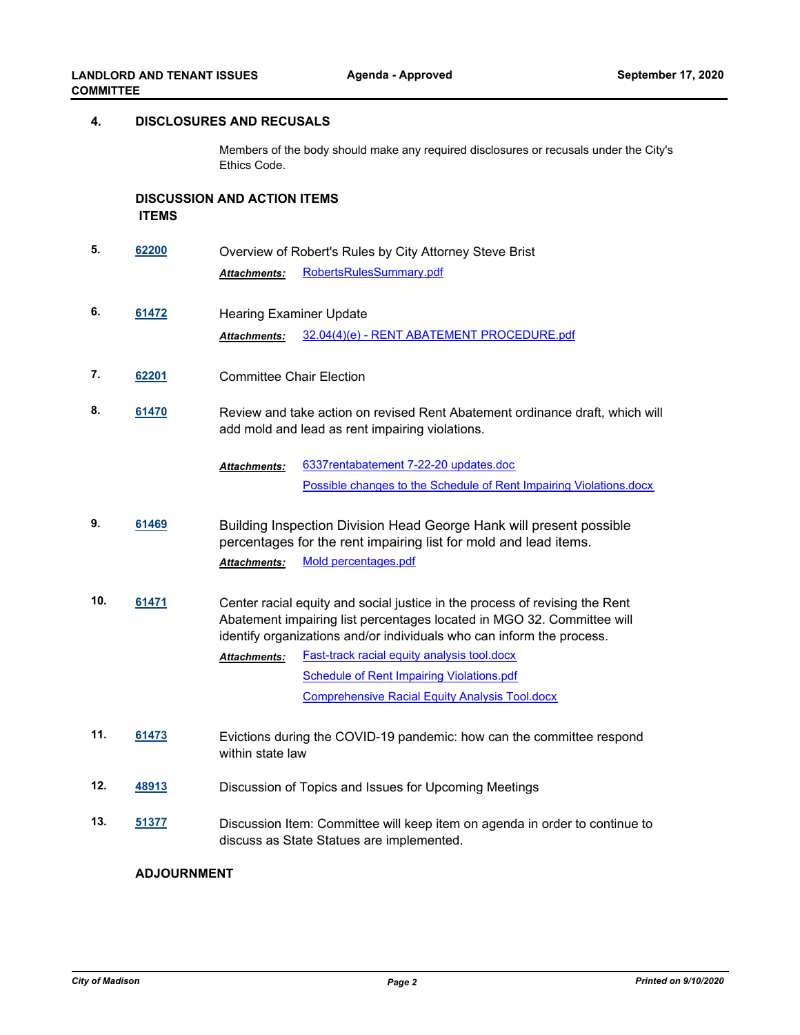## 4. DISCLOSURES AND RECUSALS

Members of the body should make any required disclosures or recusals under the City's Ethics Code.

## DISCUSSION AND ACTION ITEMS

### ITEMS

**5.** **62200** Overview of Robert's Rules by City Attorney Steve Brist

*Attachments:* RobertsRulesSummary.pdf

**6.** **61472** Hearing Examiner Update

*Attachments:* 32.04(4)(e) - RENT ABATEMENT PROCEDURE.pdf

**7.** **62201** Committee Chair Election

**8.** **61470** Review and take action on revised Rent Abatement ordinance draft, which will add mold and lead as rent impairing violations.

*Attachments:* 6337rentabatement 7-22-20 updates.doc
Possible changes to the Schedule of Rent Impairing Violations.docx

**9.** **61469** Building Inspection Division Head George Hank will present possible percentages for the rent impairing list for mold and lead items.

*Attachments:* Mold percentages.pdf

**10.** **61471** Center racial equity and social justice in the process of revising the Rent Abatement impairing list percentages located in MGO 32. Committee will identify organizations and/or individuals who can inform the process.

*Attachments:* Fast-track racial equity analysis tool.docx
Schedule of Rent Impairing Violations.pdf
Comprehensive Racial Equity Analysis Tool.docx

**11.** **61473** Evictions during the COVID-19 pandemic: how can the committee respond within state law

**12.** **48913** Discussion of Topics and Issues for Upcoming Meetings

**13.** **51377** Discussion Item: Committee will keep item on agenda in order to continue to discuss as State Statues are implemented.

## ADJOURNMENT